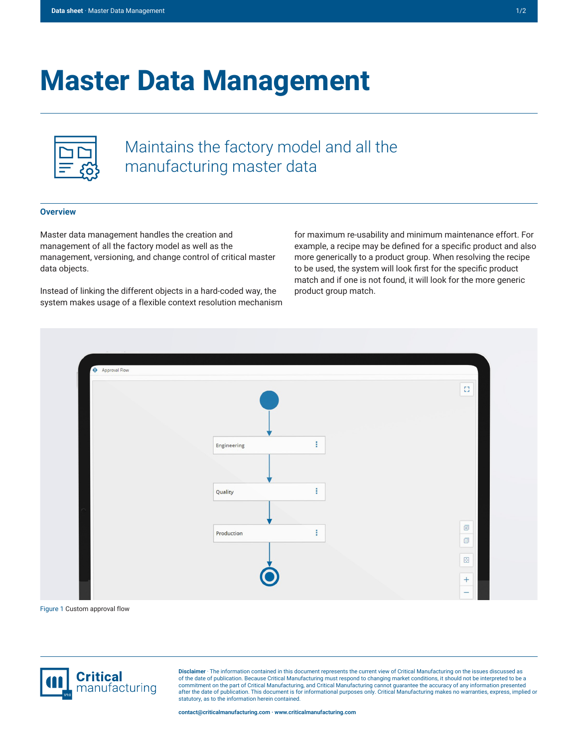# Master Data Management

## Maintains the factory model and all the manufacturing master data

### Overview

Master data management handles the creation and management of all the factory model as well as the management, versioning, and change control of critical master data objects.

Instead of linking the different objects in a hard-coded way, the system makes usage of a flexible context resolution mechanism for maximum re-usability and minimum maintenance effort. For example, a recipe may be defined for a specific product and also more generically to a product group. When resolving the recipe to be used, the system will look first for the specific product match and if one is not found, it will look for the more generic product group match.

Figure 1 Custom approval flow

**Disclaimer** · The information contained in this document represents the current view of Critical Manufacturing on the issues discussed as of the date of publication. Because Critical Manufacturing must respond to changing market conditions, it should not be interpreted to be a commitment on the part of Critical Manufacturing, and Critical Manufacturing cannot guarantee the accuracy of any information presented after the date of publication. This document is for informational purposes only. Critical Manufacturing makes no warranties, express, implied or statutory, as to the information herein contained.

**contact@criticalmanufacturing.com · www.criticalmanufacturing.com**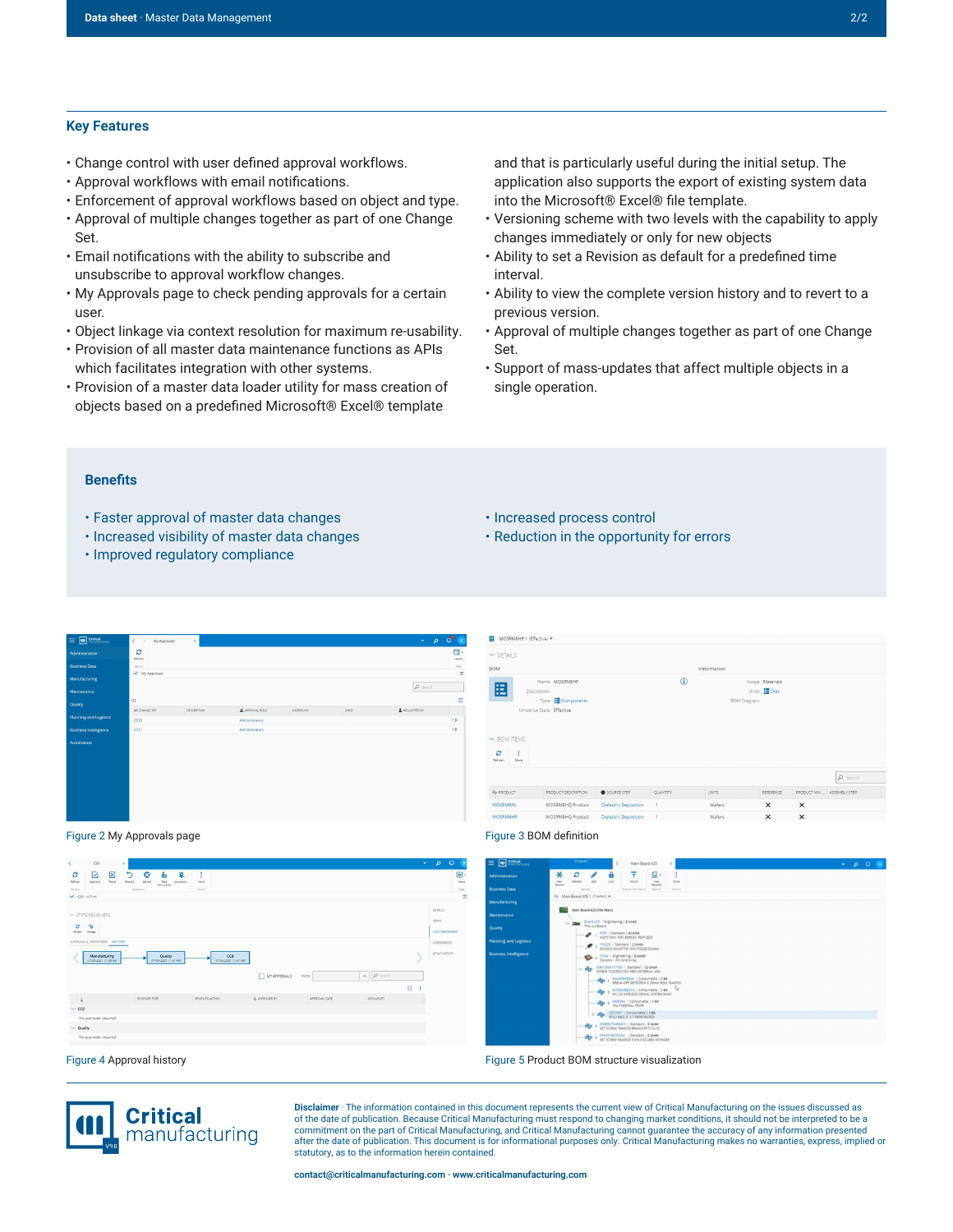## Key Features

- Change control with user defined approval workflows.
- Approval workflows with email notifications.
- Enforcement of approval workflows based on object and type.
- Approval of multiple changes together as part of one Change Set.
- Email notifications with the ability to subscribe and unsubscribe to approval workflow changes.
- My Approvals page to check pending approvals for a certain user.
- Object linkage via context resolution for maximum re-usability.
- Provision of all master data maintenance functions as APIs which facilitates integration with other systems.
- Provision of a master data loader utility for mass creation of objects based on a predefined Microsoft® Excel® template and that is particularly useful during the initial setup. The application also supports the export of existing system data into the Microsoft® Excel® file template.
- Versioning scheme with two levels with the capability to apply changes immediately or only for new objects
- Ability to set a Revision as default for a predefined time interval.
- Ability to view the complete version history and to revert to a previous version.
- Approval of multiple changes together as part of one Change Set.
- Support of mass-updates that affect multiple objects in a single operation.

## Benefits

- Faster approval of master data changes
- Increased visibility of master data changes
- Improved regulatory compliance
- Increased process control
- Reduction in the opportunity for errors

Figure 2 My Approvals page

Figure 3 BOM definition

Figure 4 Approval history

Figure 5 Product BOM structure visualization

Critical manufacturing

**Disclaimer** · The information contained in this document represents the current view of Critical Manufacturing on the issues discussed as of the date of publication. Because Critical Manufacturing must respond to changing market conditions, it should not be interpreted to be a commitment on the part of Critical Manufacturing, and Critical Manufacturing cannot guarantee the accuracy of any information presented after the date of publication. This document is for informational purposes only. Critical Manufacturing makes no warranties, express, implied or statutory, as to the information herein contained.

**contact@criticalmanufacturing.com · www.criticalmanufacturing.com**